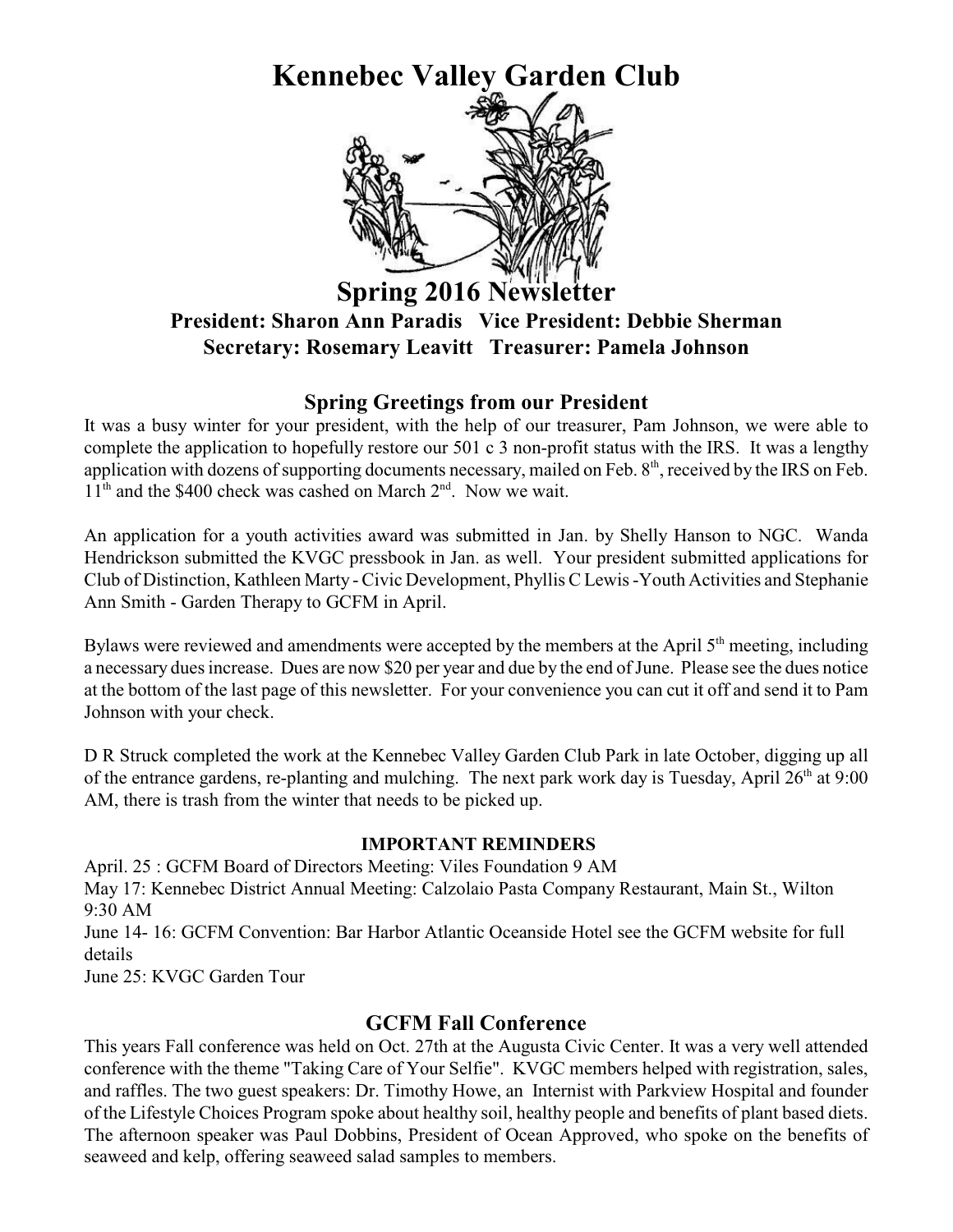# Kennebec Valley Garden Club

# Spring 2016 Newsletter

**President: Sharon Ann Paradis   Vice President: Debbie Sherman**

**Secretary: Rosemary Leavitt   Treasurer: Pamela Johnson**

## Spring Greetings from our President

It was a busy winter for your president, with the help of our treasurer, Pam Johnson, we were able to complete the application to hopefully restore our 501 c 3 non-profit status with the IRS. It was a lengthy application with dozens of supporting documents necessary, mailed on Feb. 8th, received by the IRS on Feb. 11th and the $400 check was cashed on March 2nd. Now we wait.

An application for a youth activities award was submitted in Jan. by Shelly Hanson to NGC. Wanda Hendrickson submitted the KVGC pressbook in Jan. as well. Your president submitted applications for Club of Distinction, Kathleen Marty - Civic Development, Phyllis C Lewis -Youth Activities and Stephanie Ann Smith - Garden Therapy to GCFM in April.

Bylaws were reviewed and amendments were accepted by the members at the April 5th meeting, including a necessary dues increase. Dues are now $20 per year and due by the end of June. Please see the dues notice at the bottom of the last page of this newsletter. For your convenience you can cut it off and send it to Pam Johnson with your check.

D R Struck completed the work at the Kennebec Valley Garden Club Park in late October, digging up all of the entrance gardens, re-planting and mulching. The next park work day is Tuesday, April 26th at 9:00 AM, there is trash from the winter that needs to be picked up.

### IMPORTANT REMINDERS

April. 25 : GCFM Board of Directors Meeting: Viles Foundation 9 AM

May 17: Kennebec District Annual Meeting: Calzolaio Pasta Company Restaurant, Main St., Wilton 9:30 AM

June 14- 16: GCFM Convention: Bar Harbor Atlantic Oceanside Hotel see the GCFM website for full details

June 25: KVGC Garden Tour

## GCFM Fall Conference

This years Fall conference was held on Oct. 27th at the Augusta Civic Center. It was a very well attended conference with the theme "Taking Care of Your Selfie". KVGC members helped with registration, sales, and raffles. The two guest speakers: Dr. Timothy Howe, an Internist with Parkview Hospital and founder of the Lifestyle Choices Program spoke about healthy soil, healthy people and benefits of plant based diets. The afternoon speaker was Paul Dobbins, President of Ocean Approved, who spoke on the benefits of seaweed and kelp, offering seaweed salad samples to members.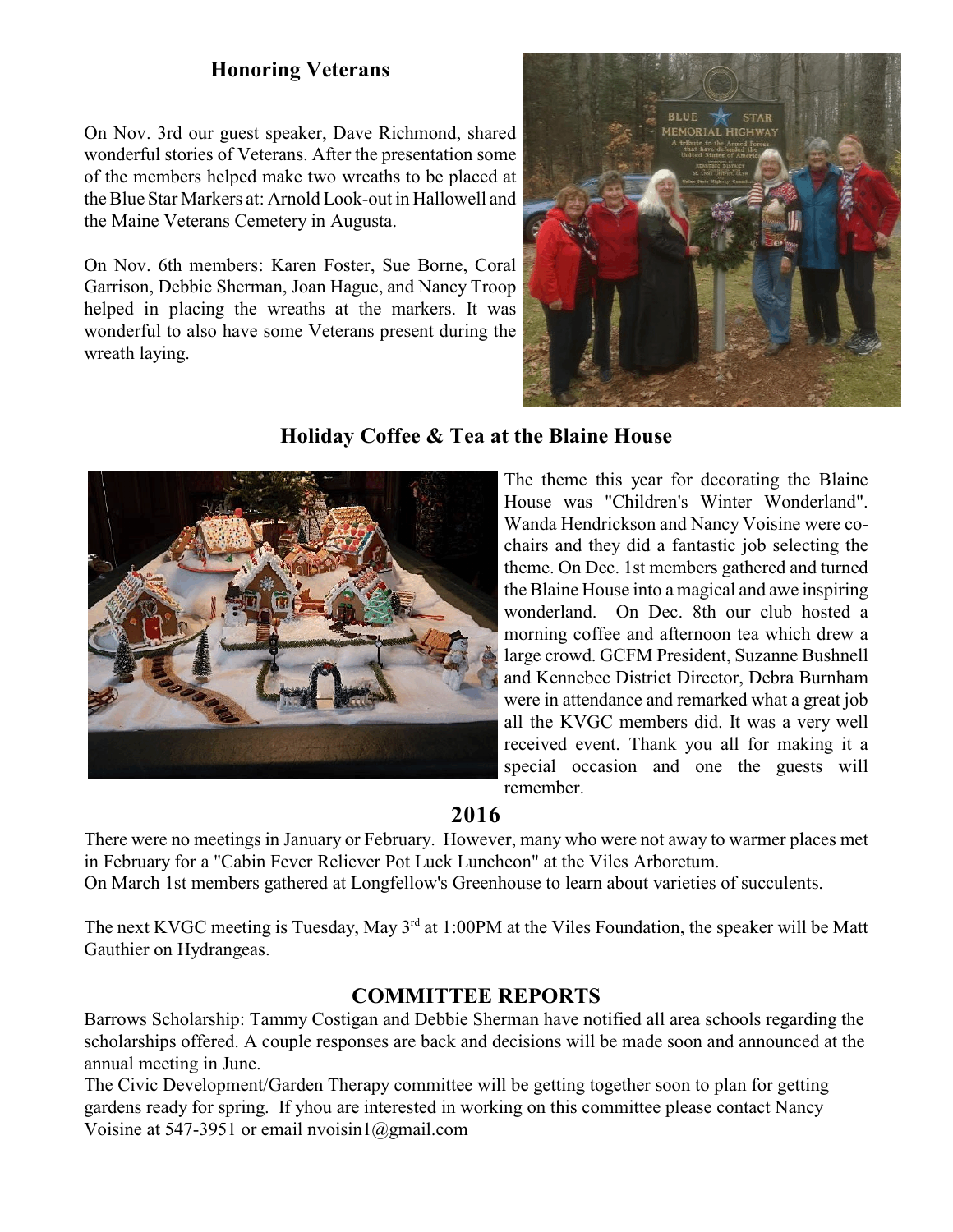## Honoring Veterans

On Nov. 3rd our guest speaker, Dave Richmond, shared wonderful stories of Veterans. After the presentation some of the members helped make two wreaths to be placed at the Blue Star Markers at: Arnold Look-out in Hallowell and the Maine Veterans Cemetery in Augusta.

On Nov. 6th members: Karen Foster, Sue Borne, Coral Garrison, Debbie Sherman, Joan Hague, and Nancy Troop helped in placing the wreaths at the markers. It was wonderful to also have some Veterans present during the wreath laying.

## Holiday Coffee & Tea at the Blaine House

The theme this year for decorating the Blaine House was "Children's Winter Wonderland". Wanda Hendrickson and Nancy Voisine were co-chairs and they did a fantastic job selecting the theme. On Dec. 1st members gathered and turned the Blaine House into a magical and awe inspiring wonderland. On Dec. 8th our club hosted a morning coffee and afternoon tea which drew a large crowd. GCFM President, Suzanne Bushnell and Kennebec District Director, Debra Burnham were in attendance and remarked what a great job all the KVGC members did. It was a very well received event. Thank you all for making it a special occasion and one the guests will remember.

## 2016

There were no meetings in January or February. However, many who were not away to warmer places met in February for a "Cabin Fever Reliever Pot Luck Luncheon" at the Viles Arboretum.
On March 1st members gathered at Longfellow's Greenhouse to learn about varieties of succulents.

The next KVGC meeting is Tuesday, May 3rd at 1:00PM at the Viles Foundation, the speaker will be Matt Gauthier on Hydrangeas.

## COMMITTEE REPORTS

Barrows Scholarship: Tammy Costigan and Debbie Sherman have notified all area schools regarding the scholarships offered. A couple responses are back and decisions will be made soon and announced at the annual meeting in June.
The Civic Development/Garden Therapy committee will be getting together soon to plan for getting gardens ready for spring. If yhou are interested in working on this committee please contact Nancy Voisine at 547-3951 or email nvoisin1@gmail.com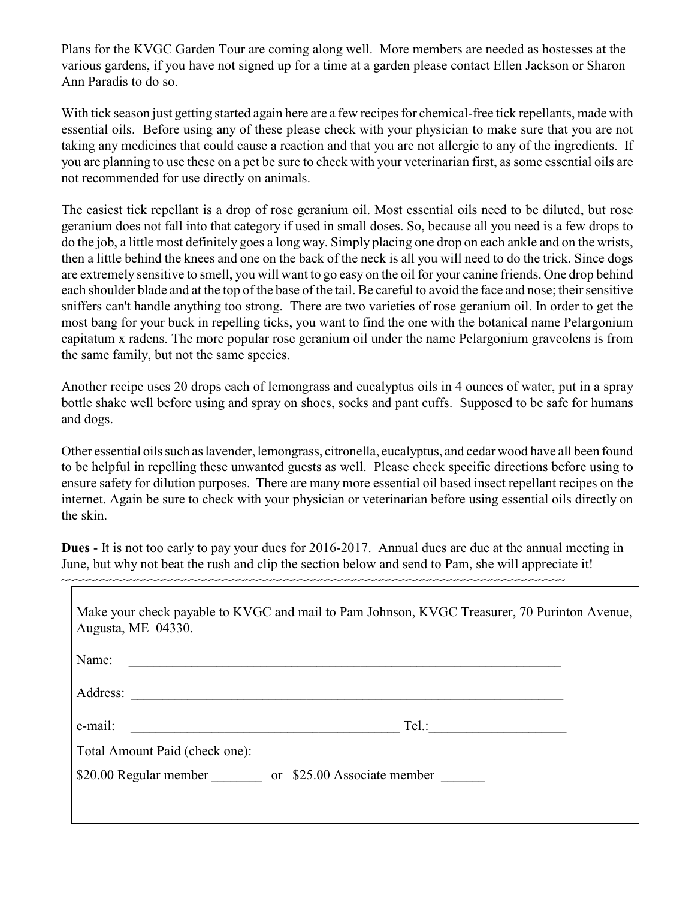Plans for the KVGC Garden Tour are coming along well. More members are needed as hostesses at the various gardens, if you have not signed up for a time at a garden please contact Ellen Jackson or Sharon Ann Paradis to do so.

With tick season just getting started again here are a few recipes for chemical-free tick repellants, made with essential oils. Before using any of these please check with your physician to make sure that you are not taking any medicines that could cause a reaction and that you are not allergic to any of the ingredients. If you are planning to use these on a pet be sure to check with your veterinarian first, as some essential oils are not recommended for use directly on animals.

The easiest tick repellant is a drop of rose geranium oil. Most essential oils need to be diluted, but rose geranium does not fall into that category if used in small doses. So, because all you need is a few drops to do the job, a little most definitely goes a long way. Simply placing one drop on each ankle and on the wrists, then a little behind the knees and one on the back of the neck is all you will need to do the trick. Since dogs are extremely sensitive to smell, you will want to go easy on the oil for your canine friends. One drop behind each shoulder blade and at the top of the base of the tail. Be careful to avoid the face and nose; their sensitive sniffers can't handle anything too strong. There are two varieties of rose geranium oil. In order to get the most bang for your buck in repelling ticks, you want to find the one with the botanical name Pelargonium capitatum x radens. The more popular rose geranium oil under the name Pelargonium graveolens is from the same family, but not the same species.

Another recipe uses 20 drops each of lemongrass and eucalyptus oils in 4 ounces of water, put in a spray bottle shake well before using and spray on shoes, socks and pant cuffs. Supposed to be safe for humans and dogs.

Other essential oils such as lavender, lemongrass, citronella, eucalyptus, and cedar wood have all been found to be helpful in repelling these unwanted guests as well. Please check specific directions before using to ensure safety for dilution purposes. There are many more essential oil based insect repellant recipes on the internet. Again be sure to check with your physician or veterinarian before using essential oils directly on the skin.

**Dues** - It is not too early to pay your dues for 2016-2017. Annual dues are due at the annual meeting in June, but why not beat the rush and clip the section below and send to Pam, she will appreciate it!

~~~~~~~~~~~~~~~~~~~~~~~~~~~~~~~~~~~~~~~~~~~~~~~~~~~~~~~~~~~~~~~~~~~~~~~~~~~~

Make your check payable to KVGC and mail to Pam Johnson, KVGC Treasurer, 70 Purinton Avenue, Augusta, ME 04330.

Name: ____________________________________________________________________

Address: __________________________________________________________________

e-mail: ________________________________________ Tel.:____________________

Total Amount Paid (check one):

$20.00 Regular member ________ or $25.00 Associate member ______